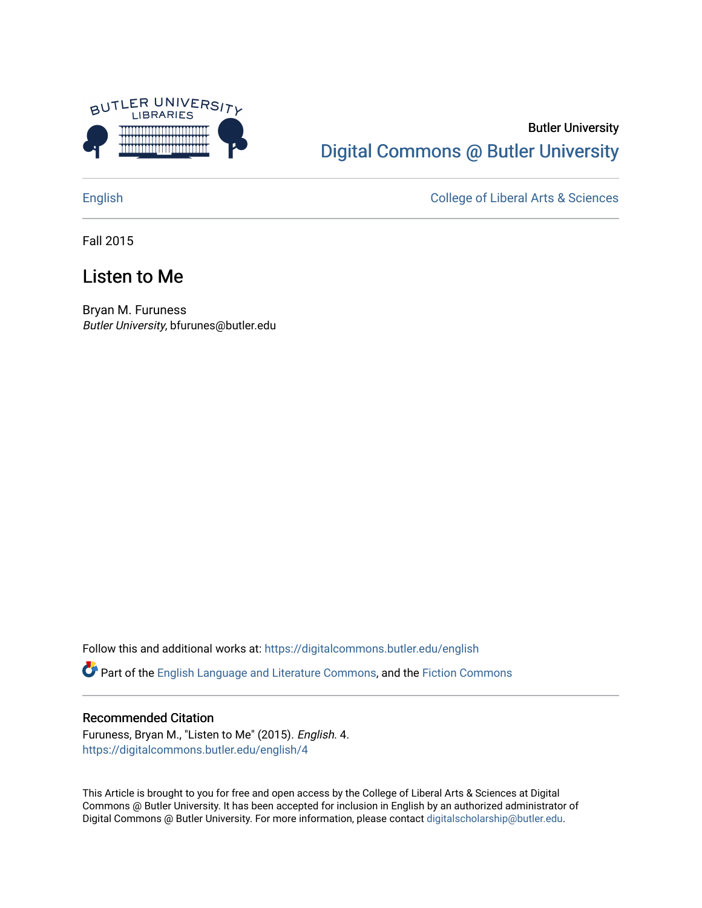Butler University

Digital Commons @ Butler University

English | College of Liberal Arts & Sciences

Fall 2015

# Listen to Me

Bryan M. Furuness
*Butler University*, bfurunes@butler.edu

Follow this and additional works at: https://digitalcommons.butler.edu/english

Part of the English Language and Literature Commons, and the Fiction Commons

## Recommended Citation

Furuness, Bryan M., "Listen to Me" (2015). *English*. 4.
https://digitalcommons.butler.edu/english/4

This Article is brought to you for free and open access by the College of Liberal Arts & Sciences at Digital Commons @ Butler University. It has been accepted for inclusion in English by an authorized administrator of Digital Commons @ Butler University. For more information, please contact digitalscholarship@butler.edu.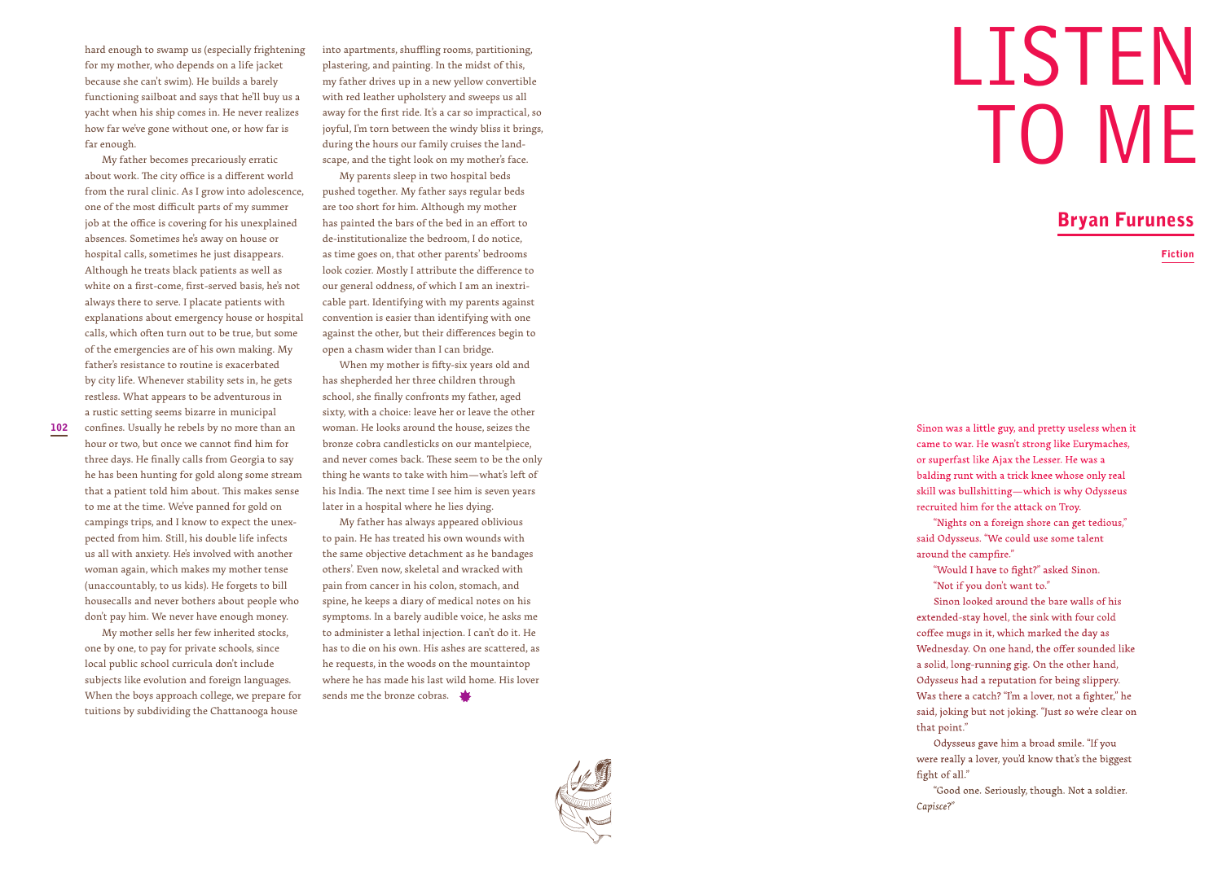hard enough to swamp us (especially frightening for my mother, who depends on a life jacket because she can't swim). He builds a barely functioning sailboat and says that he'll buy us a yacht when his ship comes in. He never realizes how far we've gone without one, or how far is far enough.

My father becomes precariously erratic about work. The city office is a different world from the rural clinic. As I grow into adolescence, one of the most difficult parts of my summer job at the office is covering for his unexplained absences. Sometimes he's away on house or hospital calls, sometimes he just disappears. Although he treats black patients as well as white on a first-come, first-served basis, he's not always there to serve. I placate patients with explanations about emergency house or hospital calls, which often turn out to be true, but some of the emergencies are of his own making. My father's resistance to routine is exacerbated by city life. Whenever stability sets in, he gets restless. What appears to be adventurous in a rustic setting seems bizarre in municipal confines. Usually he rebels by no more than an hour or two, but once we cannot find him for three days. He finally calls from Georgia to say he has been hunting for gold along some stream that a patient told him about. This makes sense to me at the time. We've panned for gold on campings trips, and I know to expect the unexpected from him. Still, his double life infects us all with anxiety. He's involved with another woman again, which makes my mother tense (unaccountably, to us kids). He forgets to bill housecalls and never bothers about people who don't pay him. We never have enough money.

My mother sells her few inherited stocks, one by one, to pay for private schools, since local public school curricula don't include subjects like evolution and foreign languages. When the boys approach college, we prepare for tuitions by subdividing the Chattanooga house into apartments, shuffling rooms, partitioning, plastering, and painting. In the midst of this, my father drives up in a new yellow convertible with red leather upholstery and sweeps us all away for the first ride. It's a car so impractical, so joyful, I'm torn between the windy bliss it brings, during the hours our family cruises the landscape, and the tight look on my mother's face.

My parents sleep in two hospital beds pushed together. My father says regular beds are too short for him. Although my mother has painted the bars of the bed in an effort to de-institutionalize the bedroom, I do notice, as time goes on, that other parents' bedrooms look cozier. Mostly I attribute the difference to our general oddness, of which I am an inextricable part. Identifying with my parents against convention is easier than identifying with one against the other, but their differences begin to open a chasm wider than I can bridge.

When my mother is fifty-six years old and has shepherded her three children through school, she finally confronts my father, aged sixty, with a choice: leave her or leave the other woman. He looks around the house, seizes the bronze cobra candlesticks on our mantelpiece, and never comes back. These seem to be the only thing he wants to take with him—what's left of his India. The next time I see him is seven years later in a hospital where he lies dying.

My father has always appeared oblivious to pain. He has treated his own wounds with the same objective detachment as he bandages others'. Even now, skeletal and wracked with pain from cancer in his colon, stomach, and spine, he keeps a diary of medical notes on his symptoms. In a barely audible voice, he asks me to administer a lethal injection. I can't do it. He has to die on his own. His ashes are scattered, as he requests, in the woods on the mountaintop where he has made his last wild home. His lover sends me the bronze cobras.

# LISTEN TO ME

## Bryan Furuness

**Fiction**

Sinon was a little guy, and pretty useless when it came to war. He wasn't strong like Eurymaches, or superfast like Ajax the Lesser. He was a balding runt with a trick knee whose only real skill was bullshitting—which is why Odysseus recruited him for the attack on Troy.

"Nights on a foreign shore can get tedious," said Odysseus. "We could use some talent around the campfire."

"Would I have to fight?" asked Sinon.

"Not if you don't want to."

Sinon looked around the bare walls of his extended-stay hovel, the sink with four cold coffee mugs in it, which marked the day as Wednesday. On one hand, the offer sounded like a solid, long-running gig. On the other hand, Odysseus had a reputation for being slippery. Was there a catch? "I'm a lover, not a fighter," he said, joking but not joking. "Just so we're clear on that point."

Odysseus gave him a broad smile. "If you were really a lover, you'd know that's the biggest fight of all."

"Good one. Seriously, though. Not a soldier. *Capisce?*"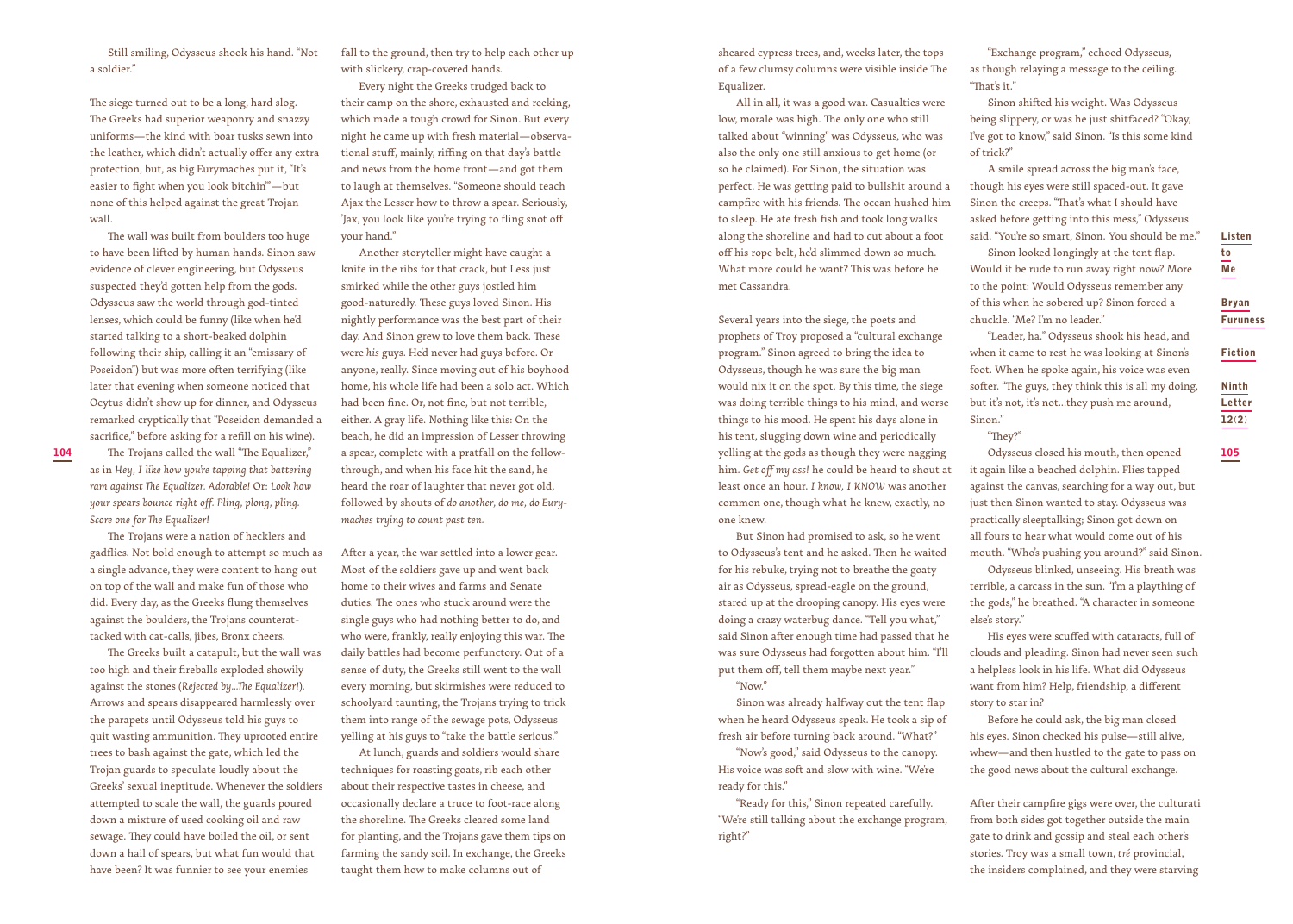Still smiling, Odysseus shook his hand. "Not a soldier."

The siege turned out to be a long, hard slog. The Greeks had superior weaponry and snazzy uniforms—the kind with boar tusks sewn into the leather, which didn't actually offer any extra protection, but, as big Eurymaches put it, "It's easier to fight when you look bitchin'"—but none of this helped against the great Trojan wall.

The wall was built from boulders too huge to have been lifted by human hands. Sinon saw evidence of clever engineering, but Odysseus suspected they'd gotten help from the gods. Odysseus saw the world through god-tinted lenses, which could be funny (like when he'd started talking to a short-beaked dolphin following their ship, calling it an "emissary of Poseidon") but was more often terrifying (like later that evening when someone noticed that Ocytus didn't show up for dinner, and Odysseus remarked cryptically that "Poseidon demanded a sacrifice," before asking for a refill on his wine).

The Trojans called the wall "The Equalizer," as in *Hey, I like how you're tapping that battering ram against The Equalizer. Adorable!* Or: *Look how your spears bounce right off. Pling, plong, pling. Score one for The Equalizer!*

The Trojans were a nation of hecklers and gadflies. Not bold enough to attempt so much as a single advance, they were content to hang out on top of the wall and make fun of those who did. Every day, as the Greeks flung themselves against the boulders, the Trojans counterattacked with cat-calls, jibes, Bronx cheers.

The Greeks built a catapult, but the wall was too high and their fireballs exploded showily against the stones (*Rejected by…The Equalizer!*). Arrows and spears disappeared harmlessly over the parapets until Odysseus told his guys to quit wasting ammunition. They uprooted entire trees to bash against the gate, which led the Trojan guards to speculate loudly about the Greeks' sexual ineptitude. Whenever the soldiers attempted to scale the wall, the guards poured down a mixture of used cooking oil and raw sewage. They could have boiled the oil, or sent down a hail of spears, but what fun would that have been? It was funnier to see your enemies fall to the ground, then try to help each other up with slickery, crap-covered hands.

Every night the Greeks trudged back to their camp on the shore, exhausted and reeking, which made a tough crowd for Sinon. But every night he came up with fresh material—observational stuff, mainly, riffing on that day's battle and news from the home front—and got them to laugh at themselves. "Someone should teach Ajax the Lesser how to throw a spear. Seriously, 'Jax, you look like you're trying to fling snot off your hand."

Another storyteller might have caught a knife in the ribs for that crack, but Less just smirked while the other guys jostled him good-naturedly. These guys loved Sinon. His nightly performance was the best part of their day. And Sinon grew to love them back. These were *his* guys. He'd never had guys before. Or anyone, really. Since moving out of his boyhood home, his whole life had been a solo act. Which had been fine. Or, not fine, but not terrible, either. A gray life. Nothing like this: On the beach, he did an impression of Lesser throwing a spear, complete with a pratfall on the follow-through, and when his face hit the sand, he heard the roar of laughter that never got old, followed by shouts of *do another, do me, do Eurymaches trying to count past ten.*

After a year, the war settled into a lower gear. Most of the soldiers gave up and went back home to their wives and farms and Senate duties. The ones who stuck around were the single guys who had nothing better to do, and who were, frankly, really, really enjoying this war. The daily battles had become perfunctory. Out of a sense of duty, the Greeks still went to the wall every morning, but skirmishes were reduced to schoolyard taunting, the Trojans trying to trick them into range of the sewage pots, Odysseus yelling at his guys to "take the battle serious."

At lunch, guards and soldiers would share techniques for roasting goats, rib each other about their respective tastes in cheese, and occasionally declare a truce to foot-race along the shoreline. The Greeks cleared some land for planting, and the Trojans gave them tips on farming the sandy soil. In exchange, the Greeks taught them how to make columns out of sheared cypress trees, and, weeks later, the tops of a few clumsy columns were visible inside The Equalizer.

All in all, it was a good war. Casualties were low, morale was high. The only one who still talked about "winning" was Odysseus, who was also the only one still anxious to get home (or so he claimed). For Sinon, the situation was perfect. He was getting paid to bullshit around a campfire with his friends. The ocean hushed him to sleep. He ate fresh fish and took long walks along the shoreline and had to cut about a foot off his rope belt, he'd slimmed down so much. What more could he want? This was before he met Cassandra.

Several years into the siege, the poets and prophets of Troy proposed a "cultural exchange program." Sinon agreed to bring the idea to Odysseus, though he was sure the big man would nix it on the spot. By this time, the siege was doing terrible things to his mind, and worse things to his mood. He spent his days alone in his tent, slugging down wine and periodically yelling at the gods as though they were nagging him. *Get off my ass!* he could be heard to shout at least once an hour. *I know, I KNOW* was another common one, though what he knew, exactly, no one knew.

But Sinon had promised to ask, so he went to Odysseus's tent and he asked. Then he waited for his rebuke, trying not to breathe the goaty air as Odysseus, spread-eagle on the ground, stared up at the drooping canopy. His eyes were doing a crazy waterbug dance. "Tell you what," said Sinon after enough time had passed that he was sure Odysseus had forgotten about him. "I'll put them off, tell them maybe next year."

"Now."

Sinon was already halfway out the tent flap when he heard Odysseus speak. He took a sip of fresh air before turning back around. "What?"

"Now's good," said Odysseus to the canopy. His voice was soft and slow with wine. "We're ready for this."

"Ready for this," Sinon repeated carefully. "We're still talking about the exchange program, right?"

"Exchange program," echoed Odysseus, as though relaying a message to the ceiling. "That's it."

Sinon shifted his weight. Was Odysseus being slippery, or was he just shitfaced? "Okay, I've got to know," said Sinon. "Is this some kind of trick?"

A smile spread across the big man's face, though his eyes were still spaced-out. It gave Sinon the creeps. "That's what I should have asked before getting into this mess," Odysseus said. "You're so smart, Sinon. You should be me."

Sinon looked longingly at the tent flap. Would it be rude to run away right now? More to the point: Would Odysseus remember any of this when he sobered up? Sinon forced a chuckle. "Me? I'm no leader."

"Leader, ha." Odysseus shook his head, and when it came to rest he was looking at Sinon's foot. When he spoke again, his voice was even softer. "The guys, they think this is all my doing, but it's not, it's not…they push me around, Sinon."

"They?"

Odysseus closed his mouth, then opened it again like a beached dolphin. Flies tapped against the canvas, searching for a way out, but just then Sinon wanted to stay. Odysseus was practically sleeptalking; Sinon got down on all fours to hear what would come out of his mouth. "Who's pushing you around?" said Sinon.

Odysseus blinked, unseeing. His breath was terrible, a carcass in the sun. "I'm a plaything of the gods," he breathed. "A character in someone else's story."

His eyes were scuffed with cataracts, full of clouds and pleading. Sinon had never seen such a helpless look in his life. What did Odysseus want from him? Help, friendship, a different story to star in?

Before he could ask, the big man closed his eyes. Sinon checked his pulse—still alive, whew—and then hustled to the gate to pass on the good news about the cultural exchange.

After their campfire gigs were over, the culturati from both sides got together outside the main gate to drink and gossip and steal each other's stories. Troy was a small town, *tré* provincial, the insiders complained, and they were starving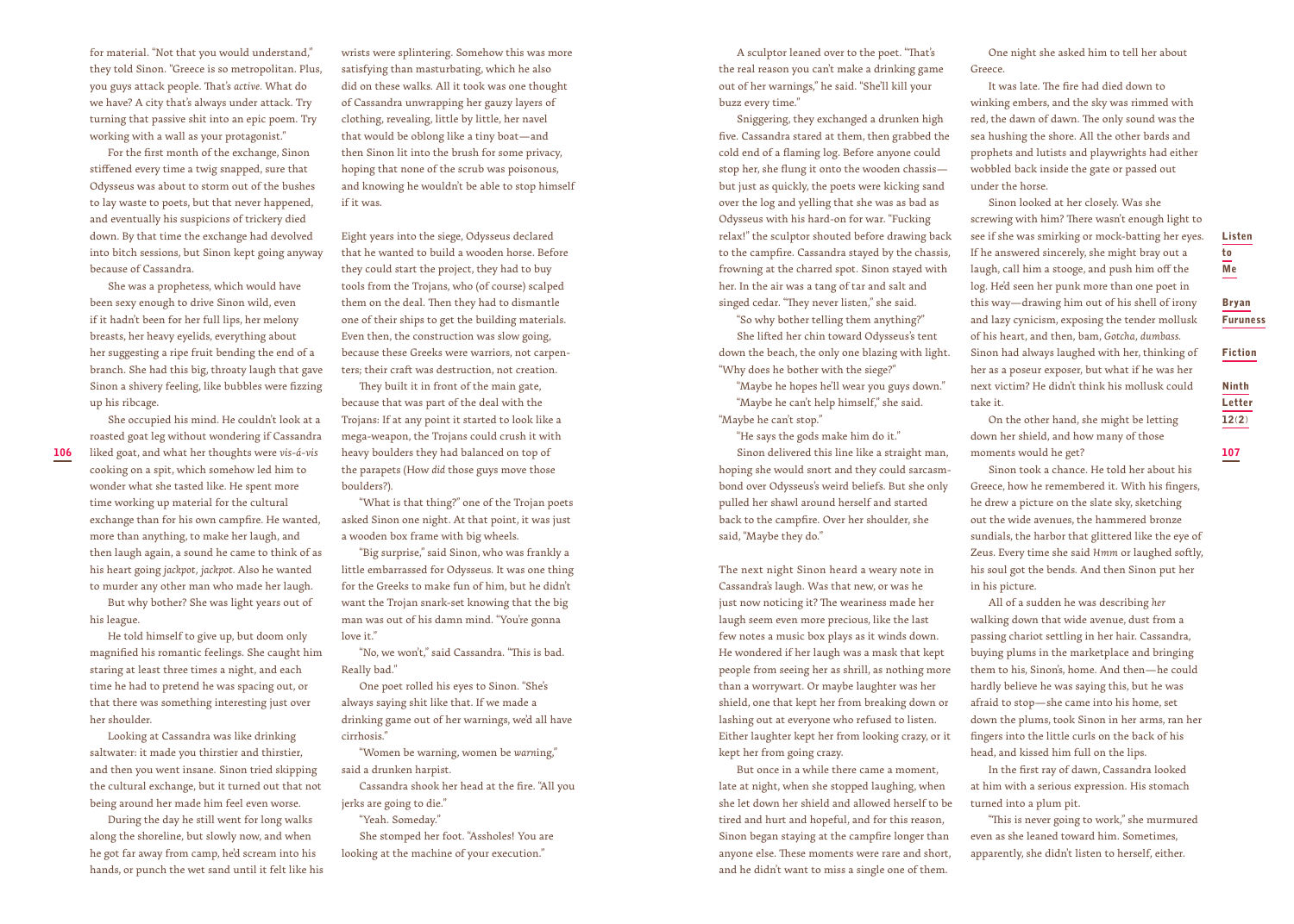for material. "Not that you would understand," they told Sinon. "Greece is so metropolitan. Plus, you guys attack people. That's *active*. What do we have? A city that's always under attack. Try turning that passive shit into an epic poem. Try working with a wall as your protagonist."

For the first month of the exchange, Sinon stiffened every time a twig snapped, sure that Odysseus was about to storm out of the bushes to lay waste to poets, but that never happened, and eventually his suspicions of trickery died down. By that time the exchange had devolved into bitch sessions, but Sinon kept going anyway because of Cassandra.

She was a prophetess, which would have been sexy enough to drive Sinon wild, even if it hadn't been for her full lips, her melony breasts, her heavy eyelids, everything about her suggesting a ripe fruit bending the end of a branch. She had this big, throaty laugh that gave Sinon a shivery feeling, like bubbles were fizzing up his ribcage.

She occupied his mind. He couldn't look at a roasted goat leg without wondering if Cassandra liked goat, and what her thoughts were *vis-á-vis* cooking on a spit, which somehow led him to wonder what she tasted like. He spent more time working up material for the cultural exchange than for his own campfire. He wanted, more than anything, to make her laugh, and then laugh again, a sound he came to think of as his heart going *jackpot, jackpot*. Also he wanted to murder any other man who made her laugh.

But why bother? She was light years out of his league.

He told himself to give up, but doom only magnified his romantic feelings. She caught him staring at least three times a night, and each time he had to pretend he was spacing out, or that there was something interesting just over her shoulder.

Looking at Cassandra was like drinking saltwater: it made you thirstier and thirstier, and then you went insane. Sinon tried skipping the cultural exchange, but it turned out that not being around her made him feel even worse.

During the day he still went for long walks along the shoreline, but slowly now, and when he got far away from camp, he'd scream into his hands, or punch the wet sand until it felt like his wrists were splintering. Somehow this was more satisfying than masturbating, which he also did on these walks. All it took was one thought of Cassandra unwrapping her gauzy layers of clothing, revealing, little by little, her navel that would be oblong like a tiny boat—and then Sinon lit into the brush for some privacy, hoping that none of the scrub was poisonous, and knowing he wouldn't be able to stop himself if it was.

Eight years into the siege, Odysseus declared that he wanted to build a wooden horse. Before they could start the project, they had to buy tools from the Trojans, who (of course) scalped them on the deal. Then they had to dismantle one of their ships to get the building materials. Even then, the construction was slow going, because these Greeks were warriors, not carpenters; their craft was destruction, not creation.

They built it in front of the main gate, because that was part of the deal with the Trojans: If at any point it started to look like a mega-weapon, the Trojans could crush it with heavy boulders they had balanced on top of the parapets (How *did* those guys move those boulders?).

"What is that thing?" one of the Trojan poets asked Sinon one night. At that point, it was just a wooden box frame with big wheels.

"Big surprise," said Sinon, who was frankly a little embarrassed for Odysseus. It was one thing for the Greeks to make fun of him, but he didn't want the Trojan snark-set knowing that the big man was out of his damn mind. "You're gonna love it."

"No, we won't," said Cassandra. "This is bad. Really bad."

One poet rolled his eyes to Sinon. "She's always saying shit like that. If we made a drinking game out of her warnings, we'd all have cirrhosis."

"Women be warning, women be *warn*ing," said a drunken harpist.

Cassandra shook her head at the fire. "All you jerks are going to die."

"Yeah. Someday."

She stomped her foot. "Assholes! You are looking at the machine of your execution."

A sculptor leaned over to the poet. "That's the real reason you can't make a drinking game out of her warnings," he said. "She'll kill your buzz every time."

Sniggering, they exchanged a drunken high five. Cassandra stared at them, then grabbed the cold end of a flaming log. Before anyone could stop her, she flung it onto the wooden chassis—but just as quickly, the poets were kicking sand over the log and yelling that she was as bad as Odysseus with his hard-on for war. "Fucking relax!" the sculptor shouted before drawing back to the campfire. Cassandra stayed by the chassis, frowning at the charred spot. Sinon stayed with her. In the air was a tang of tar and salt and singed cedar. "They never listen," she said.

"So why bother telling them anything?"

She lifted her chin toward Odysseus's tent down the beach, the only one blazing with light. "Why does he bother with the siege?"

"Maybe he hopes he'll wear you guys down."

"Maybe he can't help himself," she said. "Maybe he can't stop."

"He says the gods make him do it."

Sinon delivered this line like a straight man, hoping she would snort and they could sarcasm-bond over Odysseus's weird beliefs. But she only pulled her shawl around herself and started back to the campfire. Over her shoulder, she said, "Maybe they do."

The next night Sinon heard a weary note in Cassandra's laugh. Was that new, or was he just now noticing it? The weariness made her laugh seem even more precious, like the last few notes a music box plays as it winds down. He wondered if her laugh was a mask that kept people from seeing her as shrill, as nothing more than a worrywart. Or maybe laughter was her shield, one that kept her from breaking down or lashing out at everyone who refused to listen. Either laughter kept her from looking crazy, or it kept her from going crazy.

But once in a while there came a moment, late at night, when she stopped laughing, when she let down her shield and allowed herself to be tired and hurt and hopeful, and for this reason, Sinon began staying at the campfire longer than anyone else. These moments were rare and short, and he didn't want to miss a single one of them.

One night she asked him to tell her about Greece.

It was late. The fire had died down to winking embers, and the sky was rimmed with red, the dawn of dawn. The only sound was the sea hushing the shore. All the other bards and prophets and lutists and playwrights had either wobbled back inside the gate or passed out under the horse.

Sinon looked at her closely. Was she screwing with him? There wasn't enough light to see if she was smirking or mock-batting her eyes. If he answered sincerely, she might bray out a laugh, call him a stooge, and push him off the log. He'd seen her punk more than one poet in this way—drawing him out of his shell of irony and lazy cynicism, exposing the tender mollusk of his heart, and then, bam, *Gotcha, dumbass*. Sinon had always laughed with her, thinking of her as a poseur exposer, but what if he was her next victim? He didn't think his mollusk could take it.

On the other hand, she might be letting down her shield, and how many of those moments would he get?

Sinon took a chance. He told her about his Greece, how he remembered it. With his fingers, he drew a picture on the slate sky, sketching out the wide avenues, the hammered bronze sundials, the harbor that glittered like the eye of Zeus. Every time she said *Hmm* or laughed softly, his soul got the bends. And then Sinon put her in his picture.

All of a sudden he was describing *her* walking down that wide avenue, dust from a passing chariot settling in her hair. Cassandra, buying plums in the marketplace and bringing them to his, Sinon's, home. And then—he could hardly believe he was saying this, but he was afraid to stop—she came into his home, set down the plums, took Sinon in her arms, ran her fingers into the little curls on the back of his head, and kissed him full on the lips.

In the first ray of dawn, Cassandra looked at him with a serious expression. His stomach turned into a plum pit.

"This is never going to work," she murmured even as she leaned toward him. Sometimes, apparently, she didn't listen to herself, either.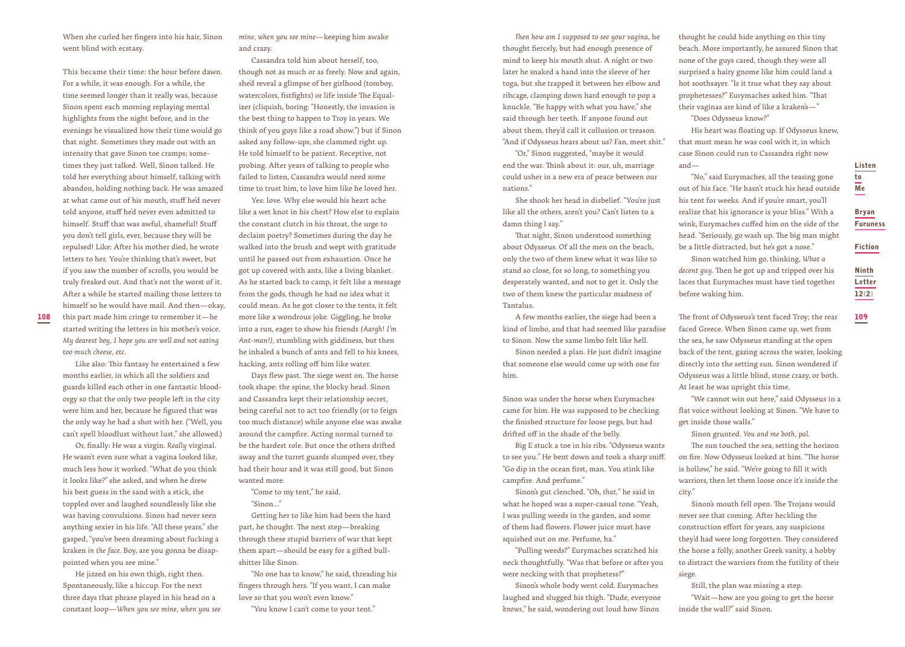When she curled her fingers into his hair, Sinon went blind with ecstasy.

This became their time: the hour before dawn. For a while, it was enough. For a while, the time seemed longer than it really was, because Sinon spent each morning replaying mental highlights from the night before, and in the evenings he visualized how their time would go that night. Sometimes they made out with an intensity that gave Sinon toe cramps; sometimes they just talked. Well, Sinon talked. He told her everything about himself, talking with abandon, holding nothing back. He was amazed at what came out of his mouth, stuff he'd never told anyone, stuff he'd never even admitted to himself. Stuff that was awful, shameful! Stuff you don't tell girls, ever, because they will be repulsed! Like: After his mother died, he wrote letters to her. You're thinking that's sweet, but if you saw the number of scrolls, you would be truly freaked out. And that's not the worst of it. After a while he started mailing those letters to himself so he would have mail. And then—okay, this part made him cringe to remember it—he started writing the letters in his mother's voice. *My dearest boy, I hope you are well and not eating too much cheese, etc.*

Like also: This fantasy he entertained a few months earlier, in which all the soldiers and guards killed each other in one fantastic blood-orgy so that the only two people left in the city were him and her, because he figured that was the only way he had a shot with her. ("Well, you can't spell bloodlust without lust," she allowed.)

Or, finally: He was a virgin. *Really* virginal. He wasn't even sure what a vagina looked like, much less how it worked. "What do you think it looks like?" she asked, and when he drew his best guess in the sand with a stick, she toppled over and laughed soundlessly like she was having convulsions. Sinon had never seen anything sexier in his life. "All these years," she gasped, "you've been dreaming about fucking a kraken *in the face*. Boy, are you gonna be disappointed when you see mine."

He jizzed on his own thigh, right then. Spontaneously, like a hiccup. For the next three days that phrase played in his head on a constant loop—*When you see mine, when you see mine, when you see mine*—keeping him awake and crazy.

Cassandra told him about herself, too, though not as much or as freely. Now and again, she'd reveal a glimpse of her girlhood (tomboy, watercolors, fistfights) or life inside The Equalizer (cliquish, boring: "Honestly, the invasion is the best thing to happen to Troy in years. We think of you guys like a road show.") but if Sinon asked any follow-ups, she clammed right up. He told himself to be patient. Receptive, not probing. After years of talking to people who failed to listen, Cassandra would need some time to trust him, to love him like he loved her.

Yes: love. Why else would his heart ache like a wet knot in his chest? How else to explain the constant clutch in his throat, the urge to declaim poetry? Sometimes during the day he walked into the brush and wept with gratitude until he passed out from exhaustion. Once he got up covered with ants, like a living blanket. As he started back to camp, it felt like a message from the gods, though he had no idea what it could mean. As he got closer to the tents, it felt more like a wondrous joke. Giggling, he broke into a run, eager to show his friends *(Aargh! I'm Ant-man!)*, stumbling with giddiness, but then he inhaled a bunch of ants and fell to his knees, hacking, ants rolling off him like water.

Days flew past. The siege went on. The horse took shape: the spine, the blocky head. Sinon and Cassandra kept their relationship secret, being careful not to act too friendly (or to feign too much distance) while anyone else was awake around the campfire. Acting normal turned to be the hardest role. But once the others drifted away and the turret guards slumped over, they had their hour and it was still good, but Sinon wanted more.

"Come to my tent," he said.

"Sinon..."

Getting her to like him had been the hard part, he thought. The next step—breaking through these stupid barriers of war that kept them apart—should be easy for a gifted bullshitter like Sinon.

"No one has to know," he said, threading his fingers through hers. "If you want, I can make love so that you won't even know."

"You know I can't come to your tent."

*Then how am I supposed to see your vagina*, he thought fiercely, but had enough presence of mind to keep his mouth shut. A night or two later he snaked a hand into the sleeve of her toga, but she trapped it between her elbow and ribcage, clamping down hard enough to pop a knuckle. "Be happy with what you have," she said through her teeth. If anyone found out about them, they'd call it collusion or treason. "And if Odysseus hears about us? Fan, meet shit."

"Or," Sinon suggested, "maybe it would end the war. Think about it: our, uh, marriage could usher in a new era of peace between our nations."

She shook her head in disbelief. "You're just like all the others, aren't you? Can't listen to a damn thing I say."

That night, Sinon understood something about Odysseus. Of all the men on the beach, only the two of them knew what it was like to stand so close, for so long, to something you desperately wanted, and not to get it. Only the two of them knew the particular madness of Tantalus.

A few months earlier, the siege had been a kind of limbo, and that had seemed like paradise to Sinon. Now the same limbo felt like hell.

Sinon needed a plan. He just didn't imagine that someone else would come up with one for him.

Sinon was under the horse when Eurymaches came for him. He was supposed to be checking the finished structure for loose pegs, but had drifted off in the shade of the belly.

Big E stuck a toe in his ribs. "Odysseus wants to see you." He bent down and took a sharp sniff. "Go dip in the ocean first, man. You stink like campfire. And perfume."

Sinon's gut clenched. "Oh, *that*," he said in what he hoped was a super-casual tone. "Yeah, I was pulling weeds in the garden, and some of them had flowers. Flower juice must have squished out on me. Perfume, ha."

"Pulling weeds?" Eurymaches scratched his neck thoughtfully. "Was that before or after you were necking with that prophetess?"

Sinon's whole body went cold. Eurymaches laughed and slugged his thigh. "Dude, everyone *knows*," he said, wondering out loud how Sinon thought he could hide anything on this tiny beach. More importantly, he assured Sinon that none of the guys cared, though they were all surprised a hairy gnome like him could land a hot soothsayer. "Is it true what they say about prophetesses?" Eurymaches asked him. "That their vaginas are kind of like a kraken's—"

"Does Odysseus know?"

His heart was floating up. If Odysseus knew, that must mean he was cool with it, in which case Sinon could run to Cassandra right now and—

"No," said Eurymaches, all the teasing gone out of his face. "He hasn't stuck his head outside his tent for weeks. And if you're smart, you'll realize that his ignorance is your bliss." With a wink, Eurymaches cuffed him on the side of the head. "Seriously, go wash up. The big man might be a little distracted, but he's got a nose."

Sinon watched him go, thinking, *What a decent guy*. Then he got up and tripped over his laces that Eurymaches must have tied together before waking him.

The front of Odysseus's tent faced Troy; the rear faced Greece. When Sinon came up, wet from the sea, he saw Odysseus standing at the open back of the tent, gazing across the water, looking directly into the setting sun. Sinon wondered if Odysseus was a little blind, stone crazy, or both. At least he was upright this time.

"We cannot win out here," said Odysseus in a flat voice without looking at Sinon. "We have to get inside those walls."

Sinon grunted. *You and me both, pal.*

The sun touched the sea, setting the horizon on fire. Now Odysseus looked at him. "The horse is hollow," he said. "We're going to fill it with warriors, then let them loose once it's inside the city."

Sinon's mouth fell open. The Trojans would never see that coming. After heckling the construction effort for years, any suspicions they'd had were long forgotten. They considered the horse a folly, another Greek vanity, a hobby to distract the warriors from the futility of their siege.

Still, the plan was missing a step.

"Wait—how are you going to get the horse inside the wall?" said Sinon.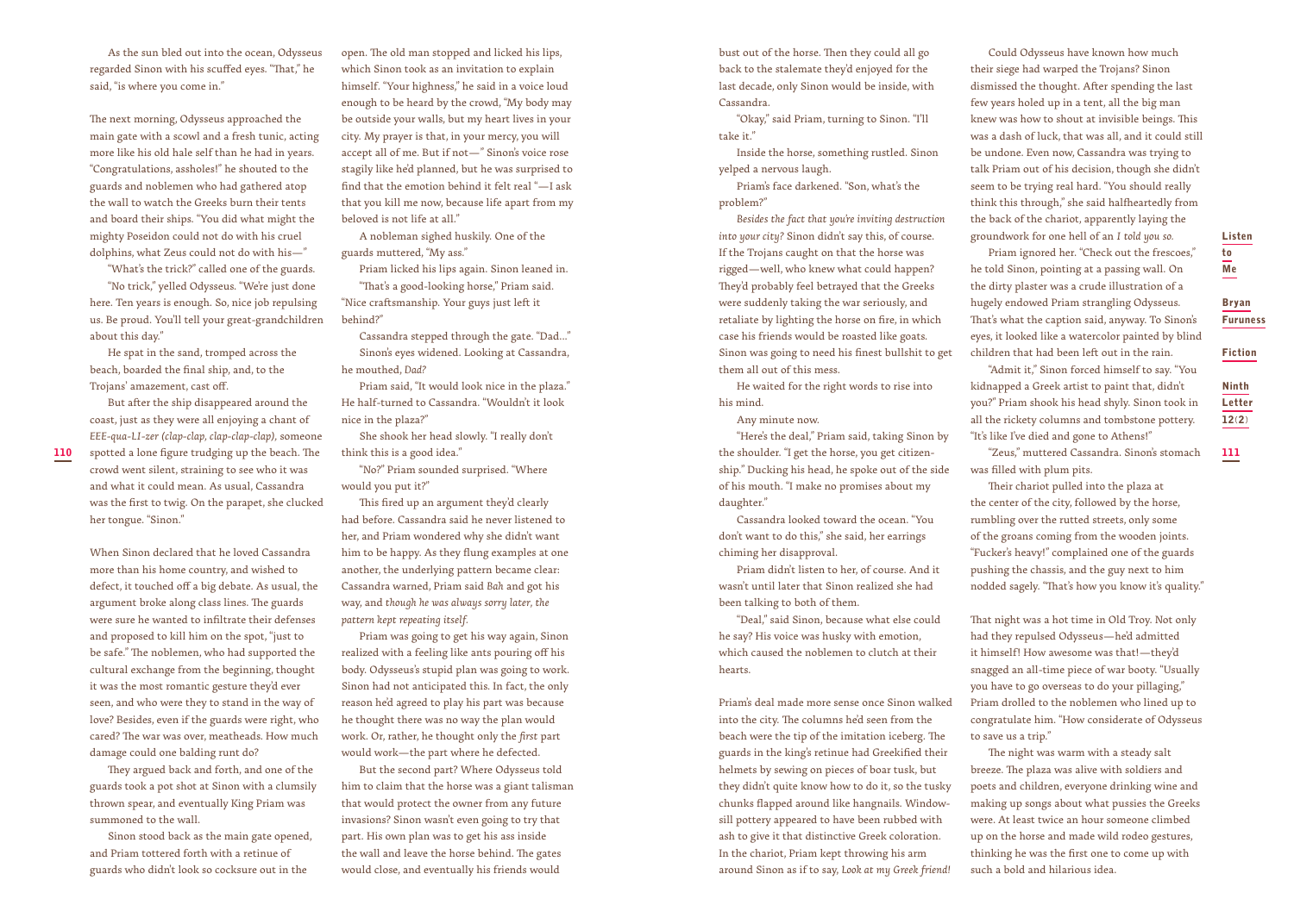As the sun bled out into the ocean, Odysseus regarded Sinon with his scuffed eyes. "That," he said, "is where you come in."

The next morning, Odysseus approached the main gate with a scowl and a fresh tunic, acting more like his old hale self than he had in years. "Congratulations, assholes!" he shouted to the guards and noblemen who had gathered atop the wall to watch the Greeks burn their tents and board their ships. "You did what might the mighty Poseidon could not do with his cruel dolphins, what Zeus could not do with his—"

"What's the trick?" called one of the guards.

"No trick," yelled Odysseus. "We're just done here. Ten years is enough. So, nice job repulsing us. Be proud. You'll tell your great-grandchildren about this day."

He spat in the sand, tromped across the beach, boarded the final ship, and, to the Trojans' amazement, cast off.

But after the ship disappeared around the coast, just as they were all enjoying a chant of *EEE-qua-LI-zer (clap-clap, clap-clap-clap)*, someone spotted a lone figure trudging up the beach. The crowd went silent, straining to see who it was and what it could mean. As usual, Cassandra was the first to twig. On the parapet, she clucked her tongue. "Sinon."

When Sinon declared that he loved Cassandra more than his home country, and wished to defect, it touched off a big debate. As usual, the argument broke along class lines. The guards were sure he wanted to infiltrate their defenses and proposed to kill him on the spot, "just to be safe." The noblemen, who had supported the cultural exchange from the beginning, thought it was the most romantic gesture they'd ever seen, and who were they to stand in the way of love? Besides, even if the guards were right, who cared? The war was over, meatheads. How much damage could one balding runt do?

They argued back and forth, and one of the guards took a pot shot at Sinon with a clumsily thrown spear, and eventually King Priam was summoned to the wall.

Sinon stood back as the main gate opened, and Priam tottered forth with a retinue of guards who didn't look so cocksure out in the open. The old man stopped and licked his lips, which Sinon took as an invitation to explain himself. "Your highness," he said in a voice loud enough to be heard by the crowd, "My body may be outside your walls, but my heart lives in your city. My prayer is that, in your mercy, you will accept all of me. But if not—" Sinon's voice rose stagily like he'd planned, but he was surprised to find that the emotion behind it felt real "—I ask that you kill me now, because life apart from my beloved is not life at all."

A nobleman sighed huskily. One of the guards muttered, "My ass."

Priam licked his lips again. Sinon leaned in.

"That's a good-looking horse," Priam said. "Nice craftsmanship. Your guys just left it behind?"

Cassandra stepped through the gate. "Dad…"

Sinon's eyes widened. Looking at Cassandra, he mouthed, *Dad?*

Priam said, "It would look nice in the plaza." He half-turned to Cassandra. "Wouldn't it look nice in the plaza?"

She shook her head slowly. "I really don't think this is a good idea."

"No?" Priam sounded surprised. "Where would you put it?"

This fired up an argument they'd clearly had before. Cassandra said he never listened to her, and Priam wondered why she didn't want him to be happy. As they flung examples at one another, the underlying pattern became clear: Cassandra warned, Priam said *Bah* and got his way, and *though he was always sorry later, the pattern kept repeating itself*.

Priam was going to get his way again, Sinon realized with a feeling like ants pouring off his body. Odysseus's stupid plan was going to work. Sinon had not anticipated this. In fact, the only reason he'd agreed to play his part was because he thought there was no way the plan would work. Or, rather, he thought only the *first* part would work—the part where he defected.

But the second part? Where Odysseus told him to claim that the horse was a giant talisman that would protect the owner from any future invasions? Sinon wasn't even going to try that part. His own plan was to get his ass inside the wall and leave the horse behind. The gates would close, and eventually his friends would bust out of the horse. Then they could all go back to the stalemate they'd enjoyed for the last decade, only Sinon would be inside, with Cassandra.

"Okay," said Priam, turning to Sinon. "I'll take it."

Inside the horse, something rustled. Sinon yelped a nervous laugh.

Priam's face darkened. "Son, what's the problem?"

*Besides the fact that you're inviting destruction into your city?* Sinon didn't say this, of course. If the Trojans caught on that the horse was rigged—well, who knew what could happen? They'd probably feel betrayed that the Greeks were suddenly taking the war seriously, and retaliate by lighting the horse on fire, in which case his friends would be roasted like goats. Sinon was going to need his finest bullshit to get them all out of this mess.

He waited for the right words to rise into his mind.

Any minute now.

"Here's the deal," Priam said, taking Sinon by the shoulder. "I get the horse, you get citizenship." Ducking his head, he spoke out of the side of his mouth. "I make no promises about my daughter."

Cassandra looked toward the ocean. "You don't want to do this," she said, her earrings chiming her disapproval.

Priam didn't listen to her, of course. And it wasn't until later that Sinon realized she had been talking to both of them.

"Deal," said Sinon, because what else could he say? His voice was husky with emotion, which caused the noblemen to clutch at their hearts.

Priam's deal made more sense once Sinon walked into the city. The columns he'd seen from the beach were the tip of the imitation iceberg. The guards in the king's retinue had Greekified their helmets by sewing on pieces of boar tusk, but they didn't quite know how to do it, so the tusky chunks flapped around like hangnails. Windowsill pottery appeared to have been rubbed with ash to give it that distinctive Greek coloration. In the chariot, Priam kept throwing his arm around Sinon as if to say, *Look at my Greek friend!*

Could Odysseus have known how much their siege had warped the Trojans? Sinon dismissed the thought. After spending the last few years holed up in a tent, all the big man knew was how to shout at invisible beings. This was a dash of luck, that was all, and it could still be undone. Even now, Cassandra was trying to talk Priam out of his decision, though she didn't seem to be trying real hard. "You should really think this through," she said halfheartedly from the back of the chariot, apparently laying the groundwork for one hell of an *I told you so*.

Priam ignored her. "Check out the frescoes," he told Sinon, pointing at a passing wall. On the dirty plaster was a crude illustration of a hugely endowed Priam strangling Odysseus. That's what the caption said, anyway. To Sinon's eyes, it looked like a watercolor painted by blind children that had been left out in the rain.

"Admit it," Sinon forced himself to say. "You kidnapped a Greek artist to paint that, didn't you?" Priam shook his head shyly. Sinon took in all the rickety columns and tombstone pottery. "It's like I've died and gone to Athens!"

"Zeus," muttered Cassandra. Sinon's stomach was filled with plum pits.

Their chariot pulled into the plaza at the center of the city, followed by the horse, rumbling over the rutted streets, only some of the groans coming from the wooden joints. "Fucker's heavy!" complained one of the guards pushing the chassis, and the guy next to him nodded sagely. "That's how you know it's quality."

That night was a hot time in Old Troy. Not only had they repulsed Odysseus—he'd admitted it himself! How awesome was that!—they'd snagged an all-time piece of war booty. "Usually you have to go overseas to do your pillaging," Priam drolled to the noblemen who lined up to congratulate him. "How considerate of Odysseus to save us a trip."

The night was warm with a steady salt breeze. The plaza was alive with soldiers and poets and children, everyone drinking wine and making up songs about what pussies the Greeks were. At least twice an hour someone climbed up on the horse and made wild rodeo gestures, thinking he was the first one to come up with such a bold and hilarious idea.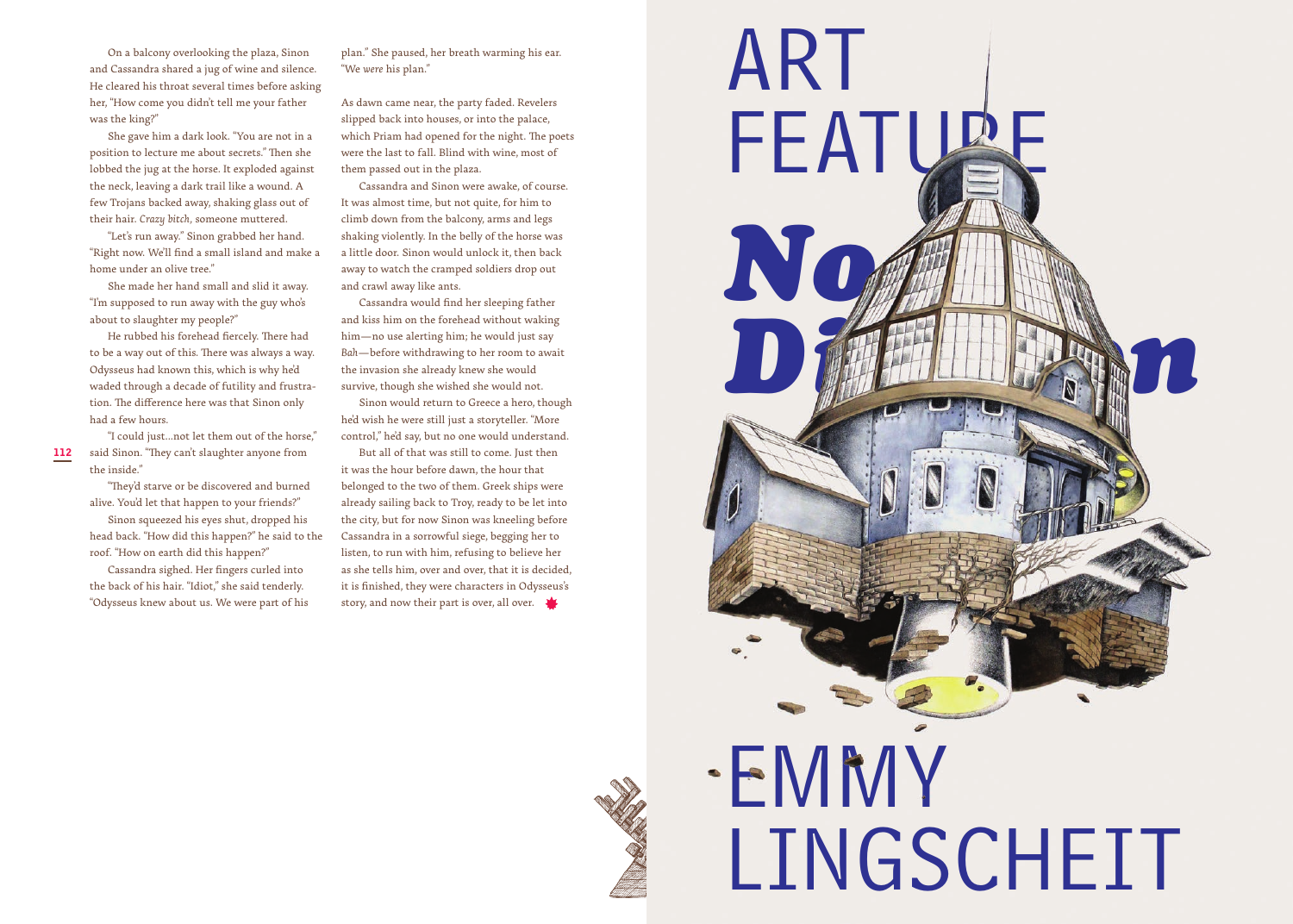On a balcony overlooking the plaza, Sinon and Cassandra shared a jug of wine and silence. He cleared his throat several times before asking her, "How come you didn't tell me your father was the king?"

She gave him a dark look. "You are not in a position to lecture me about secrets." Then she lobbed the jug at the horse. It exploded against the neck, leaving a dark trail like a wound. A few Trojans backed away, shaking glass out of their hair. *Crazy bitch*, someone muttered.

"Let's run away." Sinon grabbed her hand. "Right now. We'll find a small island and make a home under an olive tree."

She made her hand small and slid it away. "I'm supposed to run away with the guy who's about to slaughter my people?"

He rubbed his forehead fiercely. There had to be a way out of this. There was always a way. Odysseus had known this, which is why he'd waded through a decade of futility and frustration. The difference here was that Sinon only had a few hours.

"I could just...not let them out of the horse," said Sinon. "They can't slaughter anyone from the inside."

"They'd starve or be discovered and burned alive. You'd let that happen to your friends?"

Sinon squeezed his eyes shut, dropped his head back. "How did this happen?" he said to the roof. "How on earth did this happen?"

Cassandra sighed. Her fingers curled into the back of his hair. "Idiot," she said tenderly. "Odysseus knew about us. We were part of his plan." She paused, her breath warming his ear. "We *were* his plan."

As dawn came near, the party faded. Revelers slipped back into houses, or into the palace, which Priam had opened for the night. The poets were the last to fall. Blind with wine, most of them passed out in the plaza.

Cassandra and Sinon were awake, of course. It was almost time, but not quite, for him to climb down from the balcony, arms and legs shaking violently. In the belly of the horse was a little door. Sinon would unlock it, then back away to watch the cramped soldiers drop out and crawl away like ants.

Cassandra would find her sleeping father and kiss him on the forehead without waking him—no use alerting him; he would just say *Bah*—before withdrawing to her room to await the invasion she already knew she would survive, though she wished she would not.

Sinon would return to Greece a hero, though he'd wish he were still just a storyteller. "More control," he'd say, but no one would understand.

But all of that was still to come. Just then it was the hour before dawn, the hour that belonged to the two of them. Greek ships were already sailing back to Troy, ready to be let into the city, but for now Sinon was kneeling before Cassandra in a sorrowful siege, begging her to listen, to run with him, refusing to believe her as she tells him, over and over, that it is decided, it is finished, they were characters in Odysseus's story, and now their part is over, all over.

# ART FEATURE

## *No D... n*

## EMMY LINGSCHEIT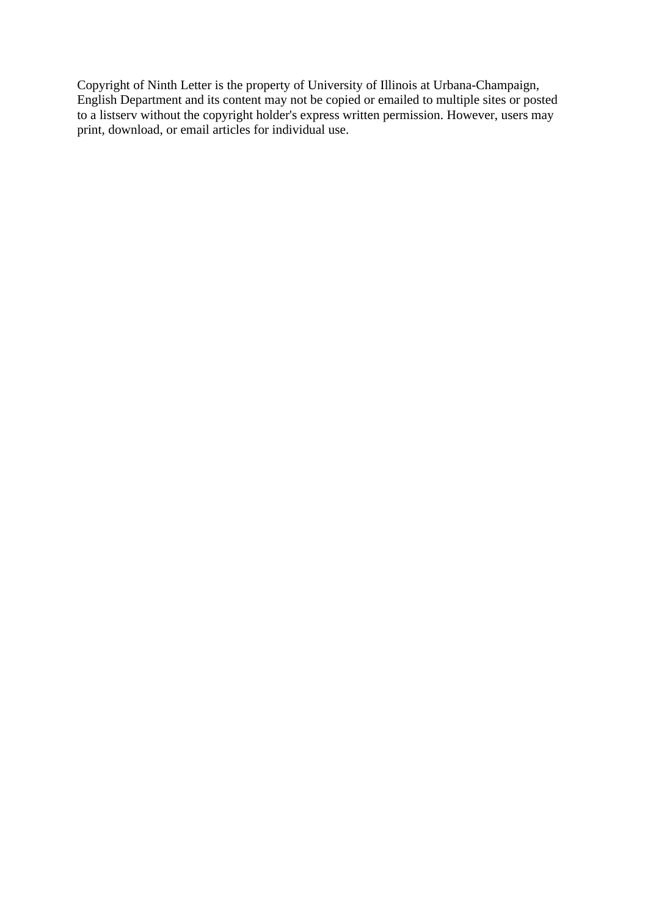Copyright of Ninth Letter is the property of University of Illinois at Urbana-Champaign, English Department and its content may not be copied or emailed to multiple sites or posted to a listserv without the copyright holder's express written permission. However, users may print, download, or email articles for individual use.